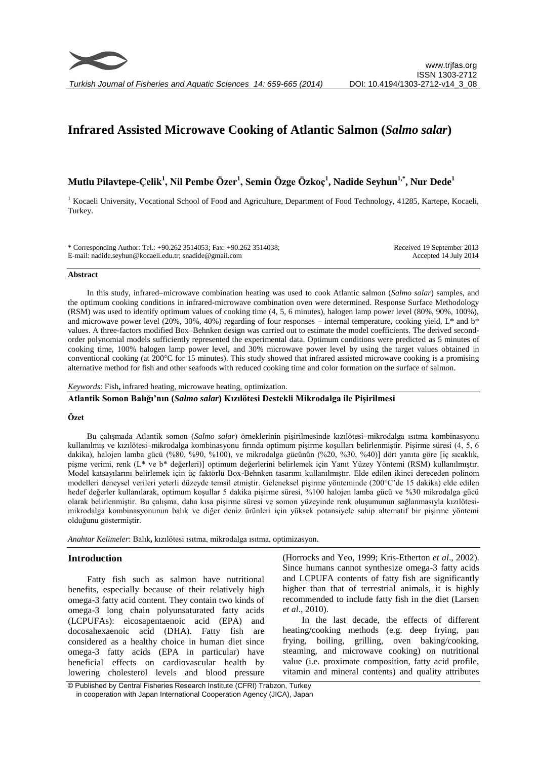# Infrared Assisted Microwave Cooking of Atlantic Salmon (*Salmo salar*)

**Mutlu Pilavtepe-Çelik[1], Nil Pembe Özer[1], Semin Özge Özkoç[1], Nadide Seyhun[1,*], Nur Dede[1]**

[1] Kocaeli University, Vocational School of Food and Agriculture, Department of Food Technology, 41285, Kartepe, Kocaeli, Turkey.

\* Corresponding Author: Tel.: +90.262 3514053; Fax: +90.262 3514038; E-mail: nadide.seyhun@kocaeli.edu.tr; snadide@gmail.com

Received 19 September 2013
Accepted 14 July 2014

## Abstract

In this study, infrared–microwave combination heating was used to cook Atlantic salmon (*Salmo salar*) samples, and the optimum cooking conditions in infrared-microwave combination oven were determined. Response Surface Methodology (RSM) was used to identify optimum values of cooking time (4, 5, 6 minutes), halogen lamp power level (80%, 90%, 100%), and microwave power level (20%, 30%, 40%) regarding of four responses – internal temperature, cooking yield, L* and b* values. A three-factors modified Box–Behnken design was carried out to estimate the model coefficients. The derived second-order polynomial models sufficiently represented the experimental data. Optimum conditions were predicted as 5 minutes of cooking time, 100% halogen lamp power level, and 30% microwave power level by using the target values obtained in conventional cooking (at 200°C for 15 minutes). This study showed that infrared assisted microwave cooking is a promising alternative method for fish and other seafoods with reduced cooking time and color formation on the surface of salmon.

*Keywords*: Fish**,** infrared heating, microwave heating, optimization.

**Atlantik Somon Balığı'nın (*Salmo salar*) Kızılötesi Destekli Mikrodalga ile Pişirilmesi**

## Özet

Bu çalışmada Atlantik somon (*Salmo salar*) örneklerinin pişirilmesinde kızılötesi–mikrodalga ısıtma kombinasyonu kullanılmış ve kızılötesi–mikrodalga kombinasyonu fırında optimum pişirme koşulları belirlenmiştir. Pişirme süresi (4, 5, 6 dakika), halojen lamba gücü (%80, %90, %100), ve mikrodalga gücünün (%20, %30, %40)] dört yanıta göre [iç sıcaklık, pişme verimi, renk (L* ve b* değerleri)] optimum değerlerini belirlemek için Yanıt Yüzey Yöntemi (RSM) kullanılmıştır. Model katsayılarını belirlemek için üç faktörlü Box-Behnken tasarımı kullanılmıştır. Elde edilen ikinci dereceden polinom modelleri deneysel verileri yeterli düzeyde temsil etmiştir. Geleneksel pişirme yönteminde (200°C'de 15 dakika) elde edilen hedef değerler kullanılarak, optimum koşullar 5 dakika pişirme süresi, %100 halojen lamba gücü ve %30 mikrodalga gücü olarak belirlenmiştir. Bu çalışma, daha kısa pişirme süresi ve somon yüzeyinde renk oluşumunun sağlanmasıyla kızılötesi-mikrodalga kombinasyonunun balık ve diğer deniz ürünleri için yüksek potansiyele sahip alternatif bir pişirme yöntemi olduğunu göstermiştir.

*Anahtar Kelimeler*: Balık**,** kızılötesi ısıtma, mikrodalga ısıtma, optimizasyon.

## Introduction

Fatty fish such as salmon have nutritional benefits, especially because of their relatively high omega-3 fatty acid content. They contain two kinds of omega-3 long chain polyunsaturated fatty acids (LCPUFAs): eicosapentaenoic acid (EPA) and docosahexaenoic acid (DHA). Fatty fish are considered as a healthy choice in human diet since omega-3 fatty acids (EPA in particular) have beneficial effects on cardiovascular health by lowering cholesterol levels and blood pressure (Horrocks and Yeo, 1999; Kris-Etherton *et al*., 2002). Since humans cannot synthesize omega-3 fatty acids and LCPUFA contents of fatty fish are significantly higher than that of terrestrial animals, it is highly recommended to include fatty fish in the diet (Larsen *et al*., 2010).

In the last decade, the effects of different heating/cooking methods (e.g. deep frying, pan frying, boiling, grilling, oven baking/cooking, steaming, and microwave cooking) on nutritional value (i.e. proximate composition, fatty acid profile, vitamin and mineral contents) and quality attributes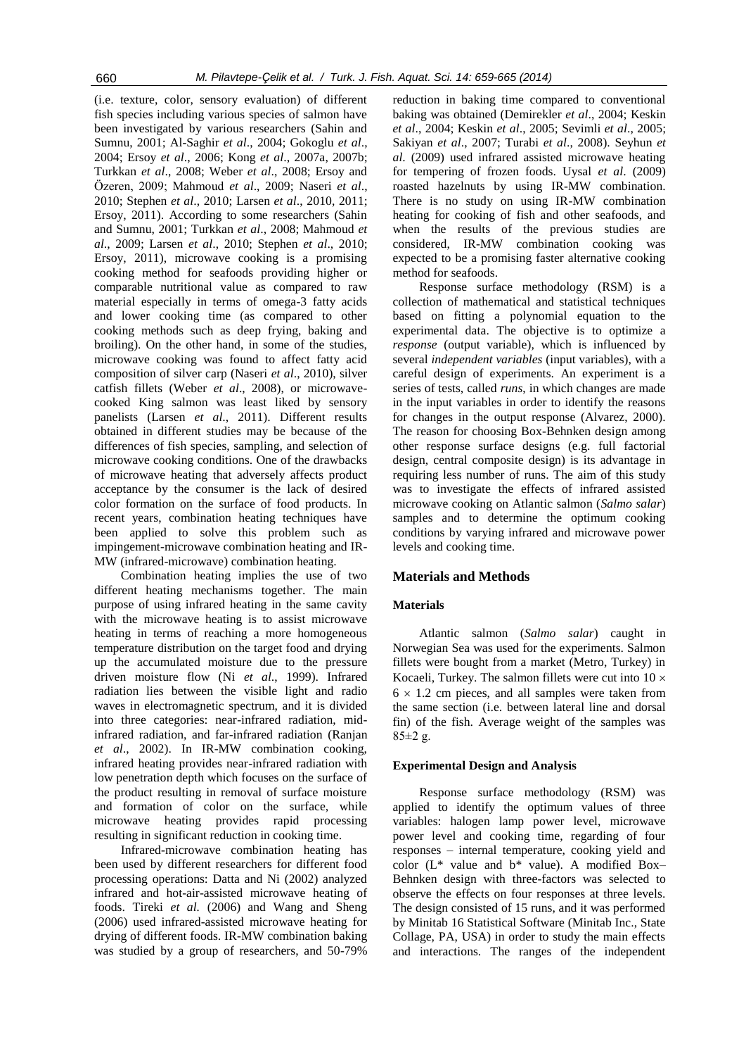(i.e. texture, color, sensory evaluation) of different fish species including various species of salmon have been investigated by various researchers (Sahin and Sumnu, 2001; Al-Saghir *et al*., 2004; Gokoglu *et al*., 2004; Ersoy *et al*., 2006; Kong *et al*., 2007a, 2007b; Turkkan *et al*., 2008; Weber *et al*., 2008; Ersoy and Özeren, 2009; Mahmoud *et al*., 2009; Naseri *et al*., 2010; Stephen *et al*., 2010; Larsen *et al*., 2010, 2011; Ersoy, 2011). According to some researchers (Sahin and Sumnu, 2001; Turkkan *et al*., 2008; Mahmoud *et al*., 2009; Larsen *et al*., 2010; Stephen *et al*., 2010; Ersoy, 2011), microwave cooking is a promising cooking method for seafoods providing higher or comparable nutritional value as compared to raw material especially in terms of omega-3 fatty acids and lower cooking time (as compared to other cooking methods such as deep frying, baking and broiling). On the other hand, in some of the studies, microwave cooking was found to affect fatty acid composition of silver carp (Naseri *et al*., 2010), silver catfish fillets (Weber *et al*., 2008), or microwave-cooked King salmon was least liked by sensory panelists (Larsen *et al*., 2011). Different results obtained in different studies may be because of the differences of fish species, sampling, and selection of microwave cooking conditions. One of the drawbacks of microwave heating that adversely affects product acceptance by the consumer is the lack of desired color formation on the surface of food products. In recent years, combination heating techniques have been applied to solve this problem such as impingement-microwave combination heating and IR-MW (infrared-microwave) combination heating.

Combination heating implies the use of two different heating mechanisms together. The main purpose of using infrared heating in the same cavity with the microwave heating is to assist microwave heating in terms of reaching a more homogeneous temperature distribution on the target food and drying up the accumulated moisture due to the pressure driven moisture flow (Ni *et al*., 1999). Infrared radiation lies between the visible light and radio waves in electromagnetic spectrum, and it is divided into three categories: near-infrared radiation, mid-infrared radiation, and far-infrared radiation (Ranjan *et al*., 2002). In IR-MW combination cooking, infrared heating provides near-infrared radiation with low penetration depth which focuses on the surface of the product resulting in removal of surface moisture and formation of color on the surface, while microwave heating provides rapid processing resulting in significant reduction in cooking time.

Infrared-microwave combination heating has been used by different researchers for different food processing operations: Datta and Ni (2002) analyzed infrared and hot-air-assisted microwave heating of foods. Tireki *et al.* (2006) and Wang and Sheng (2006) used infrared-assisted microwave heating for drying of different foods. IR-MW combination baking was studied by a group of researchers, and 50-79% reduction in baking time compared to conventional baking was obtained (Demirekler *et al*., 2004; Keskin *et al*., 2004; Keskin *et al*., 2005; Sevimli *et al*., 2005; Sakiyan *et al*., 2007; Turabi *et al*., 2008). Seyhun *et al.* (2009) used infrared assisted microwave heating for tempering of frozen foods. Uysal *et al.* (2009) roasted hazelnuts by using IR-MW combination. There is no study on using IR-MW combination heating for cooking of fish and other seafoods, and when the results of the previous studies are considered, IR-MW combination cooking was expected to be a promising faster alternative cooking method for seafoods.

Response surface methodology (RSM) is a collection of mathematical and statistical techniques based on fitting a polynomial equation to the experimental data. The objective is to optimize a *response* (output variable), which is influenced by several *independent variables* (input variables), with a careful design of experiments. An experiment is a series of tests, called *runs*, in which changes are made in the input variables in order to identify the reasons for changes in the output response (Alvarez, 2000). The reason for choosing Box-Behnken design among other response surface designs (e.g. full factorial design, central composite design) is its advantage in requiring less number of runs. The aim of this study was to investigate the effects of infrared assisted microwave cooking on Atlantic salmon (*Salmo salar*) samples and to determine the optimum cooking conditions by varying infrared and microwave power levels and cooking time.

## Materials and Methods

### Materials

Atlantic salmon (*Salmo salar*) caught in Norwegian Sea was used for the experiments. Salmon fillets were bought from a market (Metro, Turkey) in Kocaeli, Turkey. The salmon fillets were cut into $10 \times 6 \times 1.2$ cm pieces, and all samples were taken from the same section (i.e. between lateral line and dorsal fin) of the fish. Average weight of the samples was 85±2 g.

### Experimental Design and Analysis

Response surface methodology (RSM) was applied to identify the optimum values of three variables: halogen lamp power level, microwave power level and cooking time, regarding of four responses – internal temperature, cooking yield and color (L* value and b* value). A modified Box–Behnken design with three-factors was selected to observe the effects on four responses at three levels. The design consisted of 15 runs, and it was performed by Minitab 16 Statistical Software (Minitab Inc., State Collage, PA, USA) in order to study the main effects and interactions. The ranges of the independent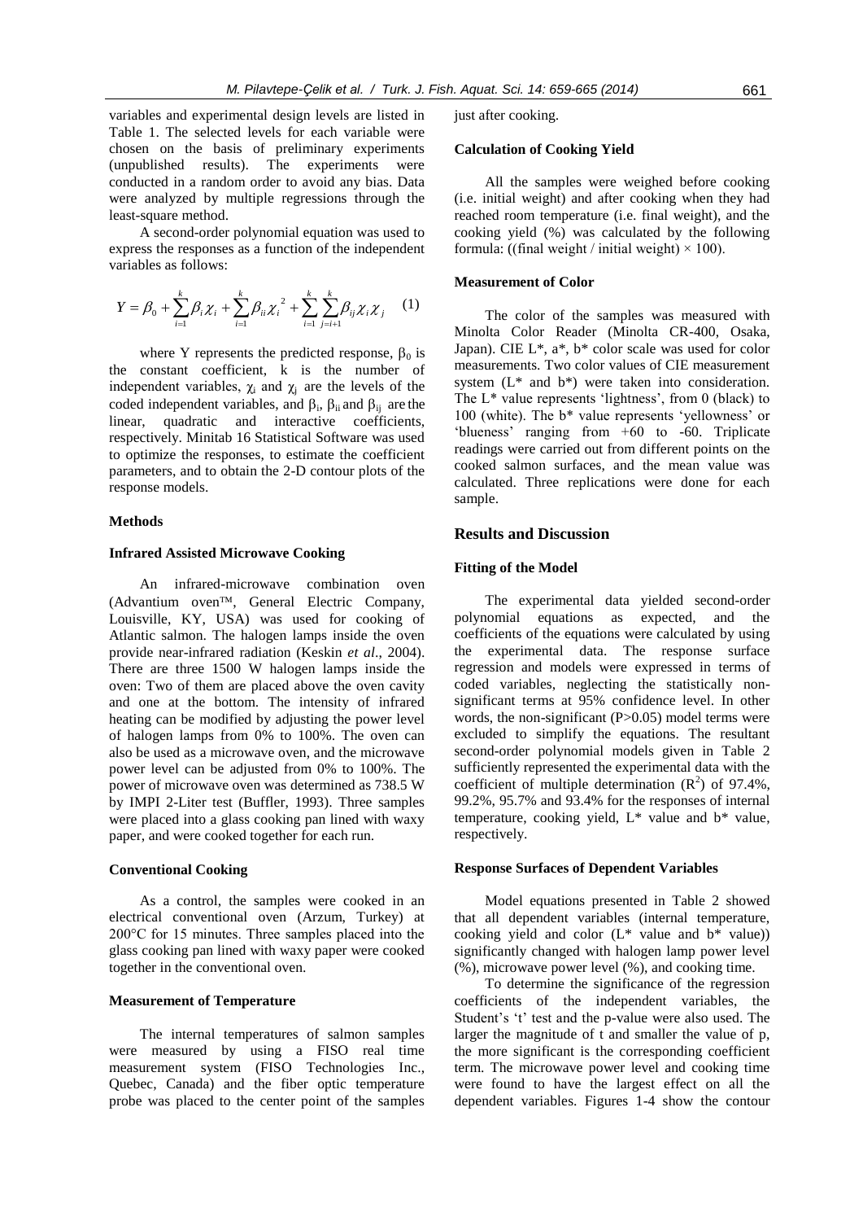variables and experimental design levels are listed in Table 1. The selected levels for each variable were chosen on the basis of preliminary experiments (unpublished results). The experiments were conducted in a random order to avoid any bias. Data were analyzed by multiple regressions through the least-square method.

A second-order polynomial equation was used to express the responses as a function of the independent variables as follows:

$$Y = \beta_0 + \sum_{i=1}^{k} \beta_i \chi_i + \sum_{i=1}^{k} \beta_{ii} \chi_i^2 + \sum_{i=1}^{k} \sum_{j=i+1}^{k} \beta_{ij} \chi_i \chi_j \quad (1)$$

where Y represents the predicted response, $\beta_0$ is the constant coefficient, k is the number of independent variables, $\chi_i$ and $\chi_j$ are the levels of the coded independent variables, and $\beta_i$, $\beta_{ii}$ and $\beta_{ij}$ are the linear, quadratic and interactive coefficients, respectively. Minitab 16 Statistical Software was used to optimize the responses, to estimate the coefficient parameters, and to obtain the 2-D contour plots of the response models.

### Methods

#### Infrared Assisted Microwave Cooking

An infrared-microwave combination oven (Advantium oven™, General Electric Company, Louisville, KY, USA) was used for cooking of Atlantic salmon. The halogen lamps inside the oven provide near-infrared radiation (Keskin *et al*., 2004). There are three 1500 W halogen lamps inside the oven: Two of them are placed above the oven cavity and one at the bottom. The intensity of infrared heating can be modified by adjusting the power level of halogen lamps from 0% to 100%. The oven can also be used as a microwave oven, and the microwave power level can be adjusted from 0% to 100%. The power of microwave oven was determined as 738.5 W by IMPI 2-Liter test (Buffler, 1993). Three samples were placed into a glass cooking pan lined with waxy paper, and were cooked together for each run.

#### Conventional Cooking

As a control, the samples were cooked in an electrical conventional oven (Arzum, Turkey) at 200°C for 15 minutes. Three samples placed into the glass cooking pan lined with waxy paper were cooked together in the conventional oven.

#### Measurement of Temperature

The internal temperatures of salmon samples were measured by using a FISO real time measurement system (FISO Technologies Inc., Quebec, Canada) and the fiber optic temperature probe was placed to the center point of the samples just after cooking.

#### Calculation of Cooking Yield

All the samples were weighed before cooking (i.e. initial weight) and after cooking when they had reached room temperature (i.e. final weight), and the cooking yield (%) was calculated by the following formula: ((final weight / initial weight) × 100).

#### Measurement of Color

The color of the samples was measured with Minolta Color Reader (Minolta CR-400, Osaka, Japan). CIE L*, a*, b* color scale was used for color measurements. Two color values of CIE measurement system (L* and b*) were taken into consideration. The L* value represents 'lightness', from 0 (black) to 100 (white). The b* value represents 'yellowness' or 'blueness' ranging from +60 to -60. Triplicate readings were carried out from different points on the cooked salmon surfaces, and the mean value was calculated. Three replications were done for each sample.

## Results and Discussion

#### Fitting of the Model

The experimental data yielded second-order polynomial equations as expected, and the coefficients of the equations were calculated by using the experimental data. The response surface regression and models were expressed in terms of coded variables, neglecting the statistically non-significant terms at 95% confidence level. In other words, the non-significant ($P>0.05$) model terms were excluded to simplify the equations. The resultant second-order polynomial models given in Table 2 sufficiently represented the experimental data with the coefficient of multiple determination ($R^2$) of 97.4%, 99.2%, 95.7% and 93.4% for the responses of internal temperature, cooking yield, L* value and b* value, respectively.

#### Response Surfaces of Dependent Variables

Model equations presented in Table 2 showed that all dependent variables (internal temperature, cooking yield and color (L* value and b* value)) significantly changed with halogen lamp power level (%), microwave power level (%), and cooking time.

To determine the significance of the regression coefficients of the independent variables, the Student's 't' test and the p-value were also used. The larger the magnitude of t and smaller the value of p, the more significant is the corresponding coefficient term. The microwave power level and cooking time were found to have the largest effect on all the dependent variables. Figures 1-4 show the contour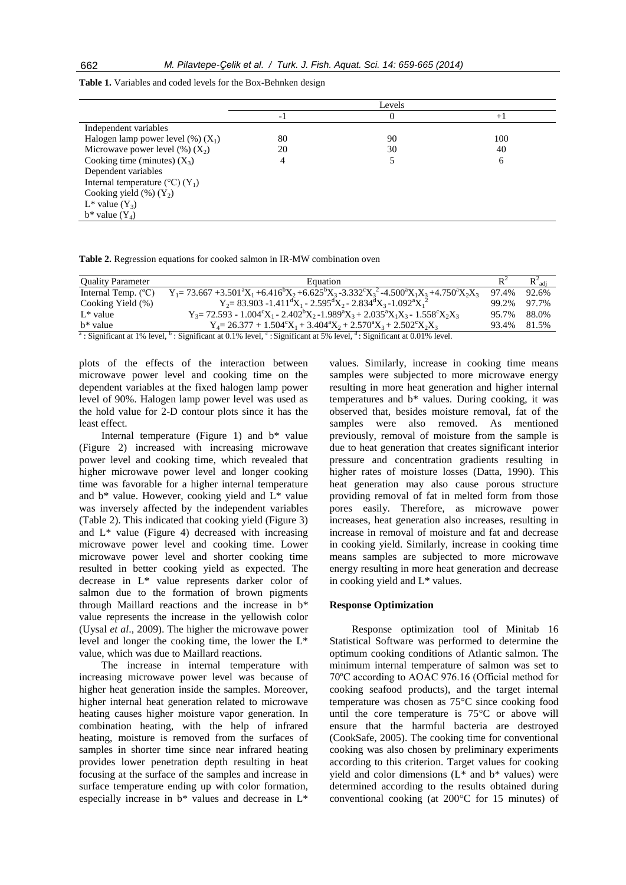**Table 1.** Variables and coded levels for the Box-Behnken design

| | Levels | | |
|---|---|---|---|
| | -1 | 0 | +1 |
| Independent variables | | | |
| Halogen lamp power level (%) ($X_1$) | 80 | 90 | 100 |
| Microwave power level (%) ($X_2$) | 20 | 30 | 40 |
| Cooking time (minutes) ($X_3$) | 4 | 5 | 6 |
| Dependent variables | | | |
| Internal temperature (°C) ($Y_1$) | | | |
| Cooking yield (%) ($Y_2$) | | | |
| L* value ($Y_3$) | | | |
| b* value ($Y_4$) | | | |

**Table 2.** Regression equations for cooked salmon in IR-MW combination oven

| Quality Parameter | Equation | $R^2$ | $R^2_{adj}$ |
|---|---|---|---|
| Internal Temp. (ºC) | $Y_1 = 73.667 + 3.501^a X_1 + 6.416^b X_2 + 6.625^b X_3 - 3.332^c X_3^2 - 4.500^a X_1 X_3 + 4.750^a X_2 X_3$ | 97.4% | 92.6% |
| Cooking Yield (%) | $Y_2 = 83.903 - 1.411^d X_1 - 2.595^d X_2 - 2.834^d X_3 - 1.092^a X_1^2$ | 99.2% | 97.7% |
| L* value | $Y_3 = 72.593 - 1.004^c X_1 - 2.402^b X_2 - 1.989^a X_3 + 2.035^a X_1 X_3 - 1.558^c X_2 X_3$ | 95.7% | 88.0% |
| b* value | $Y_4 = 26.377 + 1.504^c X_1 + 3.404^a X_2 + 2.570^a X_3 + 2.502^c X_2 X_3$ | 93.4% | 81.5% |

[a]: Significant at 1% level, [b]: Significant at 0.1% level, [c]: Significant at 5% level, [d]: Significant at 0.01% level.

plots of the effects of the interaction between microwave power level and cooking time on the dependent variables at the fixed halogen lamp power level of 90%. Halogen lamp power level was used as the hold value for 2-D contour plots since it has the least effect.

Internal temperature (Figure 1) and b* value (Figure 2) increased with increasing microwave power level and cooking time, which revealed that higher microwave power level and longer cooking time was favorable for a higher internal temperature and b* value. However, cooking yield and L* value was inversely affected by the independent variables (Table 2). This indicated that cooking yield (Figure 3) and L* value (Figure 4) decreased with increasing microwave power level and cooking time. Lower microwave power level and shorter cooking time resulted in better cooking yield as expected. The decrease in L* value represents darker color of salmon due to the formation of brown pigments through Maillard reactions and the increase in b* value represents the increase in the yellowish color (Uysal *et al*., 2009). The higher the microwave power level and longer the cooking time, the lower the L* value, which was due to Maillard reactions.

The increase in internal temperature with increasing microwave power level was because of higher heat generation inside the samples. Moreover, higher internal heat generation related to microwave heating causes higher moisture vapor generation. In combination heating, with the help of infrared heating, moisture is removed from the surfaces of samples in shorter time since near infrared heating provides lower penetration depth resulting in heat focusing at the surface of the samples and increase in surface temperature ending up with color formation, especially increase in b* values and decrease in L* values. Similarly, increase in cooking time means samples were subjected to more microwave energy resulting in more heat generation and higher internal temperatures and b* values. During cooking, it was observed that, besides moisture removal, fat of the samples were also removed. As mentioned previously, removal of moisture from the sample is due to heat generation that creates significant interior pressure and concentration gradients resulting in higher rates of moisture losses (Datta, 1990). This heat generation may also cause porous structure providing removal of fat in melted form from those pores easily. Therefore, as microwave power increases, heat generation also increases, resulting in increase in removal of moisture and fat and decrease in cooking yield. Similarly, increase in cooking time means samples are subjected to more microwave energy resulting in more heat generation and decrease in cooking yield and L* values.

### Response Optimization

Response optimization tool of Minitab 16 Statistical Software was performed to determine the optimum cooking conditions of Atlantic salmon. The minimum internal temperature of salmon was set to 70ºC according to AOAC 976.16 (Official method for cooking seafood products), and the target internal temperature was chosen as 75°C since cooking food until the core temperature is 75°C or above will ensure that the harmful bacteria are destroyed (CookSafe, 2005). The cooking time for conventional cooking was also chosen by preliminary experiments according to this criterion. Target values for cooking yield and color dimensions (L* and b* values) were determined according to the results obtained during conventional cooking (at 200°C for 15 minutes) of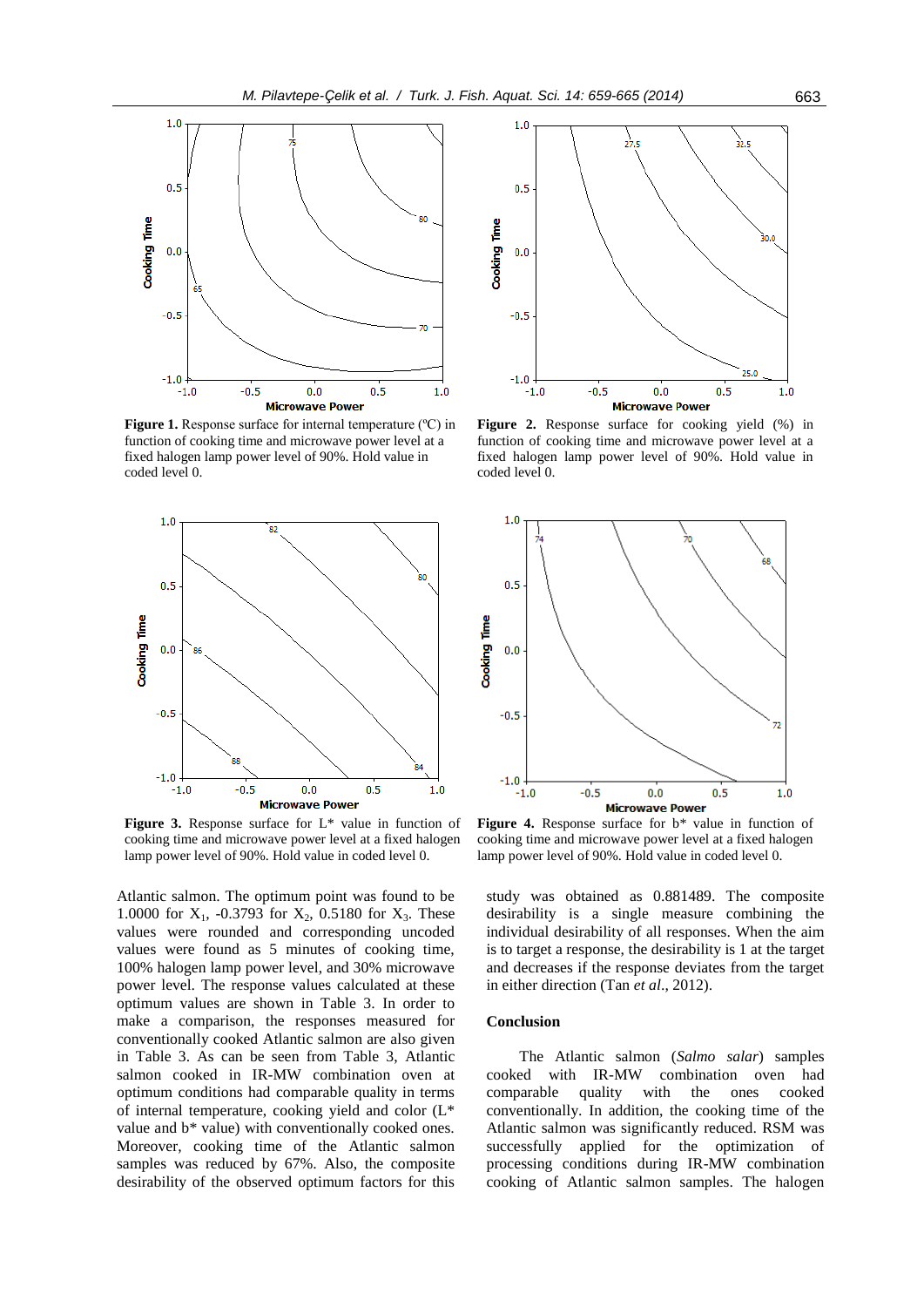**Figure 1.** Response surface for internal temperature (ºC) in function of cooking time and microwave power level at a fixed halogen lamp power level of 90%. Hold value in coded level 0.

**Figure 2.** Response surface for cooking yield (%) in function of cooking time and microwave power level at a fixed halogen lamp power level of 90%. Hold value in coded level 0.

**Figure 3.** Response surface for L* value in function of cooking time and microwave power level at a fixed halogen lamp power level of 90%. Hold value in coded level 0.

**Figure 4.** Response surface for b* value in function of cooking time and microwave power level at a fixed halogen lamp power level of 90%. Hold value in coded level 0.

Atlantic salmon. The optimum point was found to be 1.0000 for $X_1$, -0.3793 for $X_2$, 0.5180 for $X_3$. These values were rounded and corresponding uncoded values were found as 5 minutes of cooking time, 100% halogen lamp power level, and 30% microwave power level. The response values calculated at these optimum values are shown in Table 3. In order to make a comparison, the responses measured for conventionally cooked Atlantic salmon are also given in Table 3. As can be seen from Table 3, Atlantic salmon cooked in IR-MW combination oven at optimum conditions had comparable quality in terms of internal temperature, cooking yield and color (L* value and b* value) with conventionally cooked ones. Moreover, cooking time of the Atlantic salmon samples was reduced by 67%. Also, the composite desirability of the observed optimum factors for this study was obtained as 0.881489. The composite desirability is a single measure combining the individual desirability of all responses. When the aim is to target a response, the desirability is 1 at the target and decreases if the response deviates from the target in either direction (Tan *et al*., 2012).

## Conclusion

The Atlantic salmon (*Salmo salar*) samples cooked with IR-MW combination oven had comparable quality with the ones cooked conventionally. In addition, the cooking time of the Atlantic salmon was significantly reduced. RSM was successfully applied for the optimization of processing conditions during IR-MW combination cooking of Atlantic salmon samples. The halogen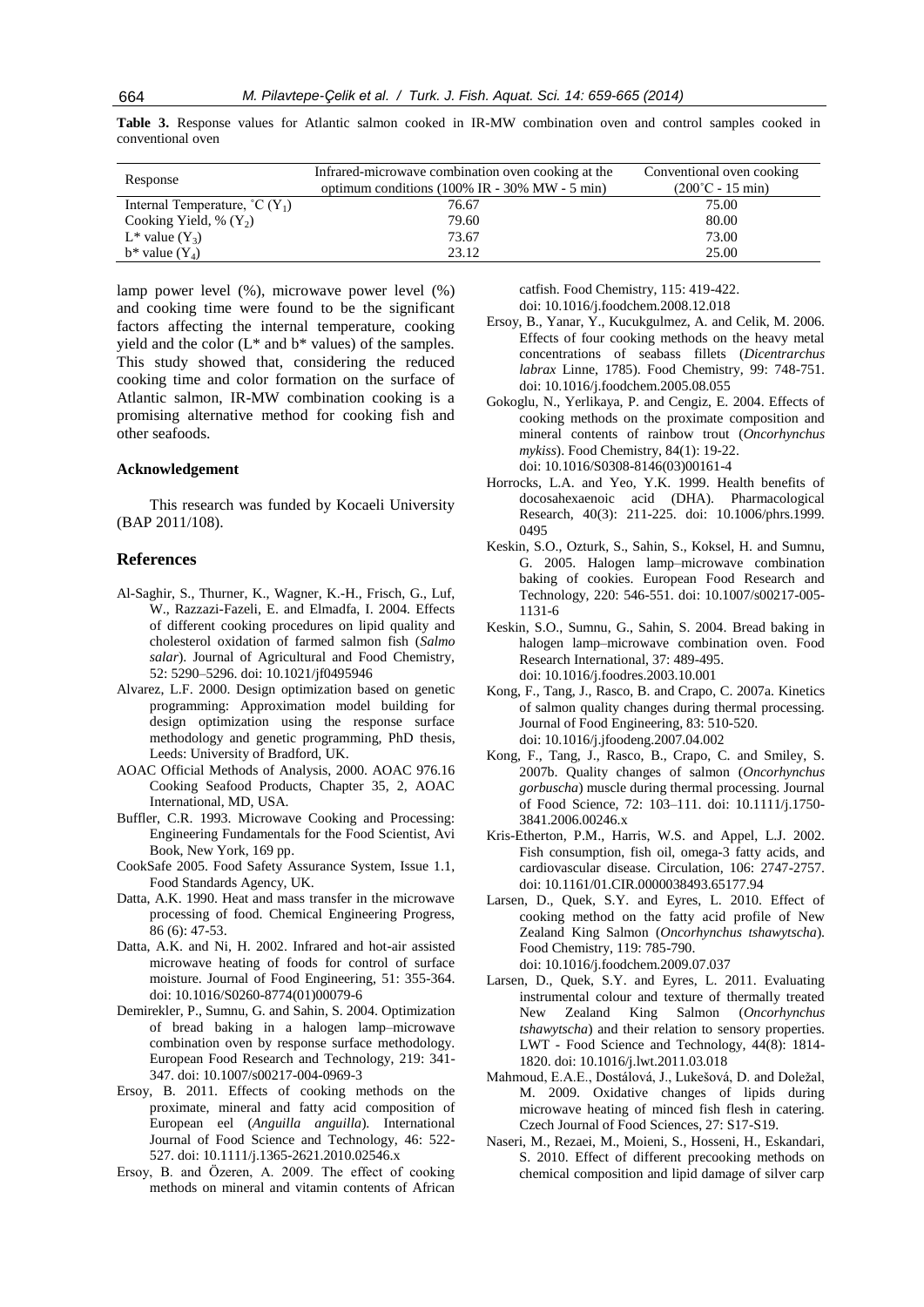**Table 3.** Response values for Atlantic salmon cooked in IR-MW combination oven and control samples cooked in conventional oven

| Response | Infrared-microwave combination oven cooking at the optimum conditions (100% IR - 30% MW - 5 min) | Conventional oven cooking (200˚C - 15 min) |
|---|---|---|
| Internal Temperature, ˚C ($Y_1$) | 76.67 | 75.00 |
| Cooking Yield, % ($Y_2$) | 79.60 | 80.00 |
| L* value ($Y_3$) | 73.67 | 73.00 |
| b* value ($Y_4$) | 23.12 | 25.00 |

lamp power level (%), microwave power level (%) and cooking time were found to be the significant factors affecting the internal temperature, cooking yield and the color (L* and b* values) of the samples. This study showed that, considering the reduced cooking time and color formation on the surface of Atlantic salmon, IR-MW combination cooking is a promising alternative method for cooking fish and other seafoods.

### Acknowledgement

This research was funded by Kocaeli University (BAP 2011/108).

## References

Al-Saghir, S., Thurner, K., Wagner, K.-H., Frisch, G., Luf, W., Razzazi-Fazeli, E. and Elmadfa, I. 2004. Effects of different cooking procedures on lipid quality and cholesterol oxidation of farmed salmon fish (*Salmo salar*). Journal of Agricultural and Food Chemistry, 52: 5290–5296. doi: 10.1021/jf0495946

Alvarez, L.F. 2000. Design optimization based on genetic programming: Approximation model building for design optimization using the response surface methodology and genetic programming, PhD thesis, Leeds: University of Bradford, UK.

AOAC Official Methods of Analysis, 2000. AOAC 976.16 Cooking Seafood Products, Chapter 35, 2, AOAC International, MD, USA.

Buffler, C.R. 1993. Microwave Cooking and Processing: Engineering Fundamentals for the Food Scientist, Avi Book, New York, 169 pp.

CookSafe 2005. Food Safety Assurance System, Issue 1.1, Food Standards Agency, UK.

Datta, A.K. 1990. Heat and mass transfer in the microwave processing of food. Chemical Engineering Progress, 86 (6): 47-53.

Datta, A.K. and Ni, H. 2002. Infrared and hot-air assisted microwave heating of foods for control of surface moisture. Journal of Food Engineering, 51: 355-364. doi: 10.1016/S0260-8774(01)00079-6

Demirekler, P., Sumnu, G. and Sahin, S. 2004. Optimization of bread baking in a halogen lamp–microwave combination oven by response surface methodology. European Food Research and Technology, 219: 341-347. doi: 10.1007/s00217-004-0969-3

Ersoy, B. 2011. Effects of cooking methods on the proximate, mineral and fatty acid composition of European eel (*Anguilla anguilla*). International Journal of Food Science and Technology, 46: 522-527. doi: 10.1111/j.1365-2621.2010.02546.x

Ersoy, B. and Özeren, A. 2009. The effect of cooking methods on mineral and vitamin contents of African catfish. Food Chemistry, 115: 419-422. doi: 10.1016/j.foodchem.2008.12.018

Ersoy, B., Yanar, Y., Kucukgulmez, A. and Celik, M. 2006. Effects of four cooking methods on the heavy metal concentrations of seabass fillets (*Dicentrarchus labrax* Linne, 1785). Food Chemistry, 99: 748-751. doi: 10.1016/j.foodchem.2005.08.055

Gokoglu, N., Yerlikaya, P. and Cengiz, E. 2004. Effects of cooking methods on the proximate composition and mineral contents of rainbow trout (*Oncorhynchus mykiss*). Food Chemistry, 84(1): 19-22. doi: 10.1016/S0308-8146(03)00161-4

Horrocks, L.A. and Yeo, Y.K. 1999. Health benefits of docosahexaenoic acid (DHA). Pharmacological Research, 40(3): 211-225. doi: 10.1006/phrs.1999.0495

Keskin, S.O., Ozturk, S., Sahin, S., Koksel, H. and Sumnu, G. 2005. Halogen lamp–microwave combination baking of cookies. European Food Research and Technology, 220: 546-551. doi: 10.1007/s00217-005-1131-6

Keskin, S.O., Sumnu, G., Sahin, S. 2004. Bread baking in halogen lamp–microwave combination oven. Food Research International, 37: 489-495. doi: 10.1016/j.foodres.2003.10.001

Kong, F., Tang, J., Rasco, B. and Crapo, C. 2007a. Kinetics of salmon quality changes during thermal processing. Journal of Food Engineering, 83: 510-520. doi: 10.1016/j.jfoodeng.2007.04.002

Kong, F., Tang, J., Rasco, B., Crapo, C. and Smiley, S. 2007b. Quality changes of salmon (*Oncorhynchus gorbuscha*) muscle during thermal processing. Journal of Food Science, 72: 103–111. doi: 10.1111/j.1750-3841.2006.00246.x

Kris-Etherton, P.M., Harris, W.S. and Appel, L.J. 2002. Fish consumption, fish oil, omega-3 fatty acids, and cardiovascular disease. Circulation, 106: 2747-2757. doi: 10.1161/01.CIR.0000038493.65177.94

Larsen, D., Quek, S.Y. and Eyres, L. 2010. Effect of cooking method on the fatty acid profile of New Zealand King Salmon (*Oncorhynchus tshawytscha*). Food Chemistry, 119: 785-790. doi: 10.1016/j.foodchem.2009.07.037

Larsen, D., Quek, S.Y. and Eyres, L. 2011. Evaluating instrumental colour and texture of thermally treated New Zealand King Salmon (*Oncorhynchus tshawytscha*) and their relation to sensory properties. LWT - Food Science and Technology, 44(8): 1814-1820. doi: 10.1016/j.lwt.2011.03.018

Mahmoud, E.A.E., Dostálová, J., Lukešová, D. and Doležal, M. 2009. Oxidative changes of lipids during microwave heating of minced fish flesh in catering. Czech Journal of Food Sciences, 27: S17-S19.

Naseri, M., Rezaei, M., Moieni, S., Hosseni, H., Eskandari, S. 2010. Effect of different precooking methods on chemical composition and lipid damage of silver carp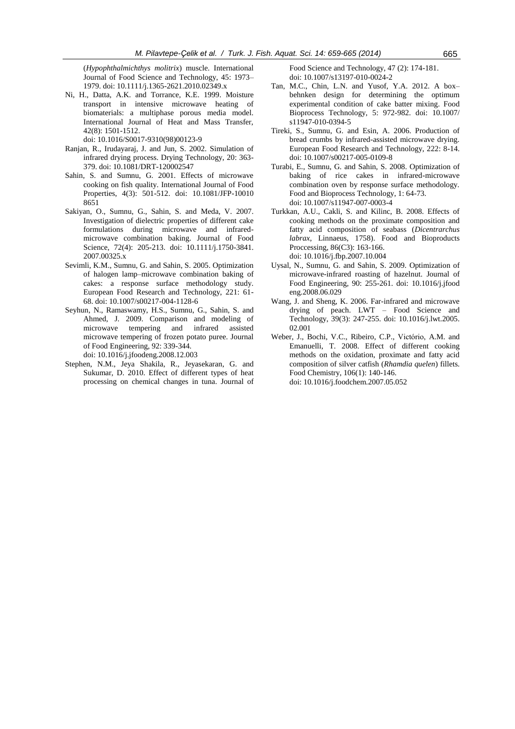(*Hypophthalmichthys molitrix*) muscle. International Journal of Food Science and Technology, 45: 1973–1979. doi: 10.1111/j.1365-2621.2010.02349.x

Ni, H., Datta, A.K. and Torrance, K.E. 1999. Moisture transport in intensive microwave heating of biomaterials: a multiphase porous media model. International Journal of Heat and Mass Transfer, 42(8): 1501-1512. doi: 10.1016/S0017-9310(98)00123-9

Ranjan, R., Irudayaraj, J. and Jun, S. 2002. Simulation of infrared drying process. Drying Technology, 20: 363-379. doi: 10.1081/DRT-120002547

Sahin, S. and Sumnu, G. 2001. Effects of microwave cooking on fish quality. International Journal of Food Properties, 4(3): 501-512. doi: 10.1081/JFP-10010 8651

Sakiyan, O., Sumnu, G., Sahin, S. and Meda, V. 2007. Investigation of dielectric properties of different cake formulations during microwave and infrared-microwave combination baking. Journal of Food Science, 72(4): 205-213. doi: 10.1111/j.1750-3841. 2007.00325.x

Sevimli, K.M., Sumnu, G. and Sahin, S. 2005. Optimization of halogen lamp–microwave combination baking of cakes: a response surface methodology study. European Food Research and Technology, 221: 61-68. doi: 10.1007/s00217-004-1128-6

Seyhun, N., Ramaswamy, H.S., Sumnu, G., Sahin, S. and Ahmed, J. 2009. Comparison and modeling of microwave tempering and infrared assisted microwave tempering of frozen potato puree. Journal of Food Engineering, 92: 339-344. doi: 10.1016/j.jfoodeng.2008.12.003

Stephen, N.M., Jeya Shakila, R., Jeyasekaran, G. and Sukumar, D. 2010. Effect of different types of heat processing on chemical changes in tuna. Journal of Food Science and Technology, 47 (2): 174-181. doi: 10.1007/s13197-010-0024-2

Tan, M.C., Chin, L.N. and Yusof, Y.A. 2012. A box–behnken design for determining the optimum experimental condition of cake batter mixing. Food Bioprocess Technology, 5: 972-982. doi: 10.1007/ s11947-010-0394-5

Tireki, S., Sumnu, G. and Esin, A. 2006. Production of bread crumbs by infrared-assisted microwave drying. European Food Research and Technology, 222: 8-14. doi: 10.1007/s00217-005-0109-8

Turabi, E., Sumnu, G. and Sahin, S. 2008. Optimization of baking of rice cakes in infrared-microwave combination oven by response surface methodology. Food and Bioprocess Technology, 1: 64-73. doi: 10.1007/s11947-007-0003-4

Turkkan, A.U., Cakli, S. and Kilinc, B. 2008. Effects of cooking methods on the proximate composition and fatty acid composition of seabass (*Dicentrarchus labrax*, Linnaeus, 1758). Food and Bioproducts Proccessing, 86(C3): 163-166. doi: 10.1016/j.fbp.2007.10.004

Uysal, N., Sumnu, G. and Sahin, S. 2009. Optimization of microwave-infrared roasting of hazelnut. Journal of Food Engineering, 90: 255-261. doi: 10.1016/j.jfood eng.2008.06.029

Wang, J. and Sheng, K. 2006. Far-infrared and microwave drying of peach. LWT – Food Science and Technology, 39(3): 247-255. doi: 10.1016/j.lwt.2005. 02.001

Weber, J., Bochi, V.C., Ribeiro, C.P., Victório, A.M. and Emanuelli, T. 2008. Effect of different cooking methods on the oxidation, proximate and fatty acid composition of silver catfish (*Rhamdia quelen*) fillets. Food Chemistry, 106(1): 140-146. doi: 10.1016/j.foodchem.2007.05.052